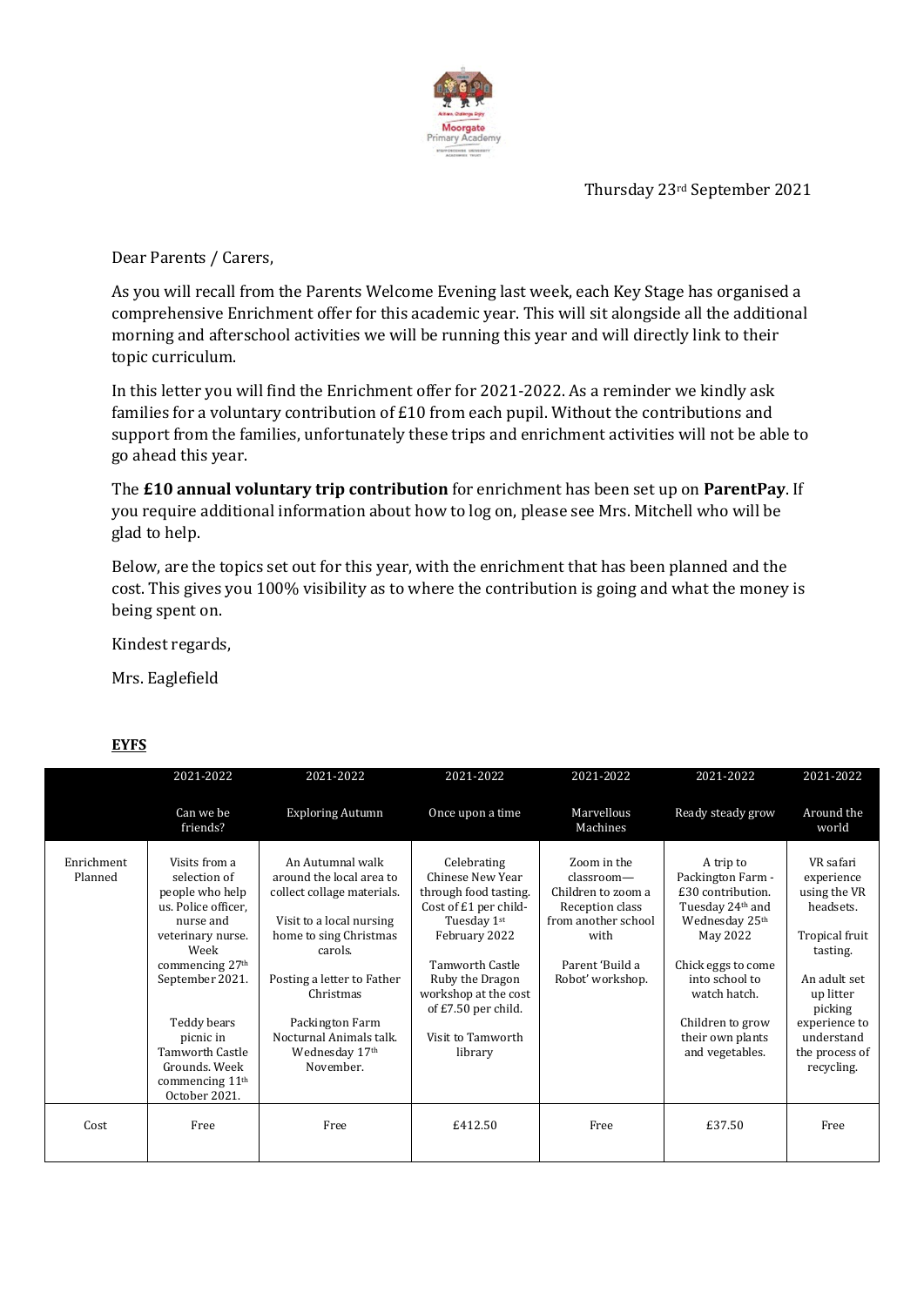Thursday 23rd September 2021

Dear Parents / Carers,

As you will recall from the Parents Welcome Evening last week, each Key Stage has organised a comprehensive Enrichment offer for this academic year. This will sit alongside all the additional morning and afterschool activities we will be running this year and will directly link to their topic curriculum.

In this letter you will find the Enrichment offer for 2021-2022. As a reminder we kindly ask families for a voluntary contribution of £10 from each pupil. Without the contributions and support from the families, unfortunately these trips and enrichment activities will not be able to go ahead this year.

The **£10 annual voluntary trip contribution** for enrichment has been set up on **ParentPay**. If you require additional information about how to log on, please see Mrs. Mitchell who will be glad to help.

Below, are the topics set out for this year, with the enrichment that has been planned and the cost. This gives you 100% visibility as to where the contribution is going and what the money is being spent on.

Kindest regards,

Mrs. Eaglefield

**EYFS**

| | 2021-2022<br>Can we be friends? | 2021-2022<br>Exploring Autumn | 2021-2022<br>Once upon a time | 2021-2022<br>Marvellous Machines | 2021-2022<br>Ready steady grow | 2021-2022<br>Around the world |
|---|---|---|---|---|---|---|
| Enrichment Planned | Visits from a selection of people who help us. Police officer, nurse and veterinary nurse. Week commencing 27th September 2021.<br><br>Teddy bears picnic in Tamworth Castle Grounds. Week commencing 11th October 2021. | An Autumnal walk around the local area to collect collage materials.<br><br>Visit to a local nursing home to sing Christmas carols.<br><br>Posting a letter to Father Christmas<br><br>Packington Farm Nocturnal Animals talk. Wednesday 17th November. | Celebrating Chinese New Year through food tasting. Cost of £1 per child- Tuesday 1st February 2022<br><br>Tamworth Castle Ruby the Dragon workshop at the cost of £7.50 per child.<br><br>Visit to Tamworth library | Zoom in the classroom— Children to zoom a Reception class from another school with<br><br>Parent 'Build a Robot' workshop. | A trip to Packington Farm - £30 contribution. Tuesday 24th and Wednesday 25th May 2022<br><br>Chick eggs to come into school to watch hatch.<br><br>Children to grow their own plants and vegetables. | VR safari experience using the VR headsets.<br><br>Tropical fruit tasting.<br><br>An adult set up litter picking experience to understand the process of recycling. |
| Cost | Free | Free | £412.50 | Free | £37.50 | Free |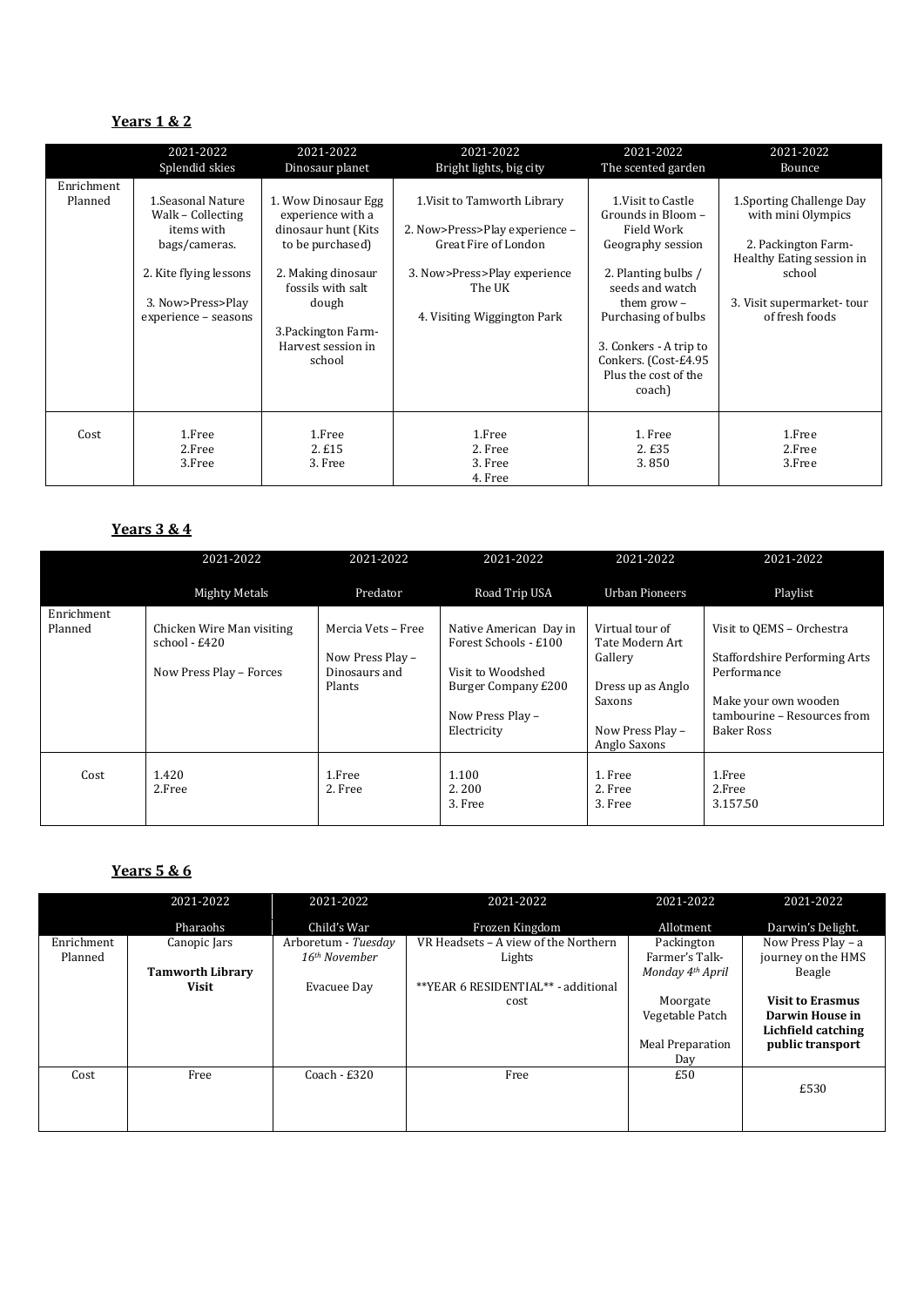**Years 1 & 2**

| | 2021-2022 Splendid skies | 2021-2022 Dinosaur planet | 2021-2022 Bright lights, big city | 2021-2022 The scented garden | 2021-2022 Bounce |
|---|---|---|---|---|---|
| Enrichment Planned | 1.Seasonal Nature Walk – Collecting items with bags/cameras.<br><br>2. Kite flying lessons<br><br>3. Now>Press>Play experience – seasons | 1. Wow Dinosaur Egg experience with a dinosaur hunt (Kits to be purchased)<br><br>2. Making dinosaur fossils with salt dough<br><br>3.Packington Farm-Harvest session in school | 1.Visit to Tamworth Library<br><br>2. Now>Press>Play experience – Great Fire of London<br><br>3. Now>Press>Play experience The UK<br><br>4. Visiting Wiggington Park | 1.Visit to Castle Grounds in Bloom – Field Work Geography session<br><br>2. Planting bulbs / seeds and watch them grow – Purchasing of bulbs<br><br>3. Conkers - A trip to Conkers. (Cost-£4.95 Plus the cost of the coach) | 1.Sporting Challenge Day with mini Olympics<br><br>2. Packington Farm-Healthy Eating session in school<br><br>3. Visit supermarket- tour of fresh foods |
| Cost | 1.Free<br>2.Free<br>3.Free | 1.Free<br>2. £15<br>3. Free | 1.Free<br>2. Free<br>3. Free<br>4. Free | 1. Free<br>2. £35<br>3. 850 | 1.Free<br>2.Free<br>3.Free |

**Years 3 & 4**

| | 2021-2022 Mighty Metals | 2021-2022 Predator | 2021-2022 Road Trip USA | 2021-2022 Urban Pioneers | 2021-2022 Playlist |
|---|---|---|---|---|---|
| Enrichment Planned | Chicken Wire Man visiting school - £420<br><br>Now Press Play – Forces | Mercia Vets – Free<br><br>Now Press Play – Dinosaurs and Plants | Native American Day in Forest Schools - £100<br><br>Visit to Woodshed Burger Company £200<br><br>Now Press Play – Electricity | Virtual tour of Tate Modern Art Gallery<br><br>Dress up as Anglo Saxons<br><br>Now Press Play – Anglo Saxons | Visit to QEMS – Orchestra<br><br>Staffordshire Performing Arts Performance<br><br>Make your own wooden tambourine – Resources from Baker Ross |
| Cost | 1.420<br>2.Free | 1.Free<br>2. Free | 1.100<br>2. 200<br>3. Free | 1. Free<br>2. Free<br>3. Free | 1.Free<br>2.Free<br>3.157.50 |

**Years 5 & 6**

| | 2021-2022 Pharaohs | 2021-2022 Child's War | 2021-2022 Frozen Kingdom | 2021-2022 Allotment | 2021-2022 Darwin's Delight. |
|---|---|---|---|---|---|
| Enrichment Planned | Canopic Jars<br><br>**Tamworth Library Visit** | Arboretum - *Tuesday 16th November*<br><br>Evacuee Day | VR Headsets – A view of the Northern Lights<br><br>**YEAR 6 RESIDENTIAL** - additional cost | Packington Farmer's Talk- *Monday 4th April*<br><br>Moorgate Vegetable Patch<br><br>Meal Preparation Day | Now Press Play – a journey on the HMS Beagle<br><br>**Visit to Erasmus Darwin House in Lichfield catching public transport** |
| Cost | Free | Coach - £320 | Free | £50 | £530 |